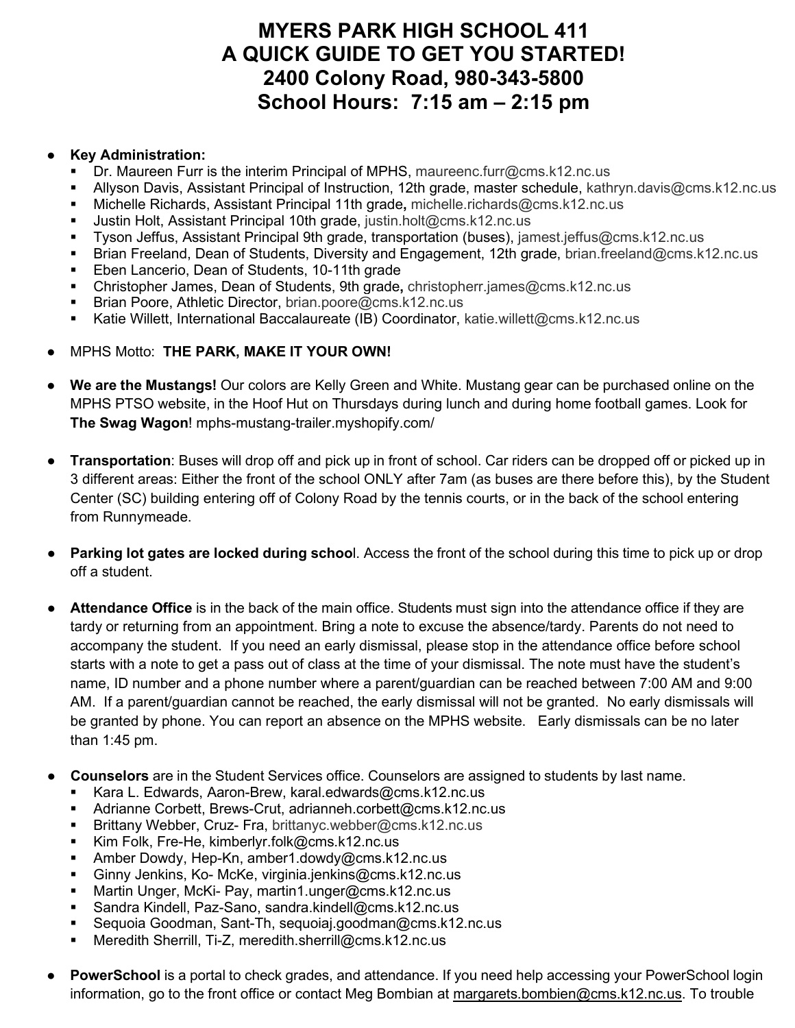# MYERS PARK HIGH SCHOOL 411
# A QUICK GUIDE TO GET YOU STARTED!
# 2400 Colony Road, 980-343-5800
# School Hours: 7:15 am – 2:15 pm

- **Key Administration:**
  - Dr. Maureen Furr is the interim Principal of MPHS, maureenc.furr@cms.k12.nc.us
  - Allyson Davis, Assistant Principal of Instruction, 12th grade, master schedule, kathryn.davis@cms.k12.nc.us
  - Michelle Richards, Assistant Principal 11th grade**,** michelle.richards@cms.k12.nc.us
  - Justin Holt, Assistant Principal 10th grade, justin.holt@cms.k12.nc.us
  - Tyson Jeffus, Assistant Principal 9th grade, transportation (buses), jamest.jeffus@cms.k12.nc.us
  - Brian Freeland, Dean of Students, Diversity and Engagement, 12th grade, brian.freeland@cms.k12.nc.us
  - Eben Lancerio, Dean of Students, 10-11th grade
  - Christopher James, Dean of Students, 9th grade**,** christopherr.james@cms.k12.nc.us
  - Brian Poore, Athletic Director, brian.poore@cms.k12.nc.us
  - Katie Willett, International Baccalaureate (IB) Coordinator, katie.willett@cms.k12.nc.us

- MPHS Motto: **THE PARK, MAKE IT YOUR OWN!**

- **We are the Mustangs!** Our colors are Kelly Green and White. Mustang gear can be purchased online on the MPHS PTSO website, in the Hoof Hut on Thursdays during lunch and during home football games. Look for **The Swag Wagon**! mphs-mustang-trailer.myshopify.com/

- **Transportation**: Buses will drop off and pick up in front of school. Car riders can be dropped off or picked up in 3 different areas: Either the front of the school ONLY after 7am (as buses are there before this), by the Student Center (SC) building entering off of Colony Road by the tennis courts, or in the back of the school entering from Runnymeade.

- **Parking lot gates are locked during school**. Access the front of the school during this time to pick up or drop off a student.

- **Attendance Office** is in the back of the main office. Students must sign into the attendance office if they are tardy or returning from an appointment. Bring a note to excuse the absence/tardy. Parents do not need to accompany the student. If you need an early dismissal, please stop in the attendance office before school starts with a note to get a pass out of class at the time of your dismissal. The note must have the student's name, ID number and a phone number where a parent/guardian can be reached between 7:00 AM and 9:00 AM. If a parent/guardian cannot be reached, the early dismissal will not be granted. No early dismissals will be granted by phone. You can report an absence on the MPHS website. Early dismissals can be no later than 1:45 pm.

- **Counselors** are in the Student Services office. Counselors are assigned to students by last name.
  - Kara L. Edwards, Aaron-Brew, karal.edwards@cms.k12.nc.us
  - Adrianne Corbett, Brews-Crut, adrianneh.corbett@cms.k12.nc.us
  - Brittany Webber, Cruz- Fra, brittanyc.webber@cms.k12.nc.us
  - Kim Folk, Fre-He, kimberlyr.folk@cms.k12.nc.us
  - Amber Dowdy, Hep-Kn, amber1.dowdy@cms.k12.nc.us
  - Ginny Jenkins, Ko- McKe, virginia.jenkins@cms.k12.nc.us
  - Martin Unger, McKi- Pay, martin1.unger@cms.k12.nc.us
  - Sandra Kindell, Paz-Sano, sandra.kindell@cms.k12.nc.us
  - Sequoia Goodman, Sant-Th, sequoiaj.goodman@cms.k12.nc.us
  - Meredith Sherrill, Ti-Z, meredith.sherrill@cms.k12.nc.us

- **PowerSchool** is a portal to check grades, and attendance. If you need help accessing your PowerSchool login information, go to the front office or contact Meg Bombian at margarets.bombien@cms.k12.nc.us. To trouble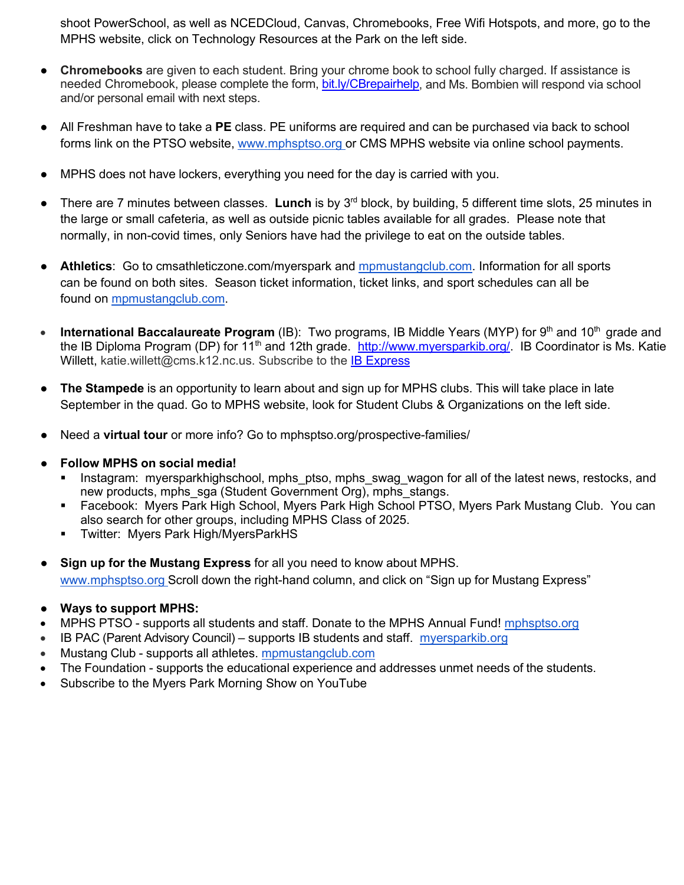shoot PowerSchool, as well as NCEDCloud, Canvas, Chromebooks, Free Wifi Hotspots, and more, go to the MPHS website, click on Technology Resources at the Park on the left side.

- **Chromebooks** are given to each student. Bring your chrome book to school fully charged. If assistance is needed Chromebook, please complete the form, bit.ly/CBrepairhelp, and Ms. Bombien will respond via school and/or personal email with next steps.

- All Freshman have to take a **PE** class. PE uniforms are required and can be purchased via back to school forms link on the PTSO website, www.mphsptso.org or CMS MPHS website via online school payments.

- MPHS does not have lockers, everything you need for the day is carried with you.

- There are 7 minutes between classes. **Lunch** is by 3rd block, by building, 5 different time slots, 25 minutes in the large or small cafeteria, as well as outside picnic tables available for all grades. Please note that normally, in non-covid times, only Seniors have had the privilege to eat on the outside tables.

- **Athletics**: Go to cmsathleticzone.com/myerspark and mpmustangclub.com. Information for all sports can be found on both sites. Season ticket information, ticket links, and sport schedules can all be found on mpmustangclub.com.

- **International Baccalaureate Program** (IB): Two programs, IB Middle Years (MYP) for 9th and 10th grade and the IB Diploma Program (DP) for 11th and 12th grade. http://www.myersparkib.org/. IB Coordinator is Ms. Katie Willett, katie.willett@cms.k12.nc.us. Subscribe to the IB Express

- **The Stampede** is an opportunity to learn about and sign up for MPHS clubs. This will take place in late September in the quad. Go to MPHS website, look for Student Clubs & Organizations on the left side.

- Need a **virtual tour** or more info? Go to mphsptso.org/prospective-families/

- **Follow MPHS on social media!**
  - Instagram: myersparkhighschool, mphs_ptso, mphs_swag_wagon for all of the latest news, restocks, and new products, mphs_sga (Student Government Org), mphs_stangs.
  - Facebook: Myers Park High School, Myers Park High School PTSO, Myers Park Mustang Club. You can also search for other groups, including MPHS Class of 2025.
  - Twitter: Myers Park High/MyersParkHS

- **Sign up for the Mustang Express** for all you need to know about MPHS.
  www.mphsptso.org Scroll down the right-hand column, and click on "Sign up for Mustang Express"

- **Ways to support MPHS:**
- MPHS PTSO - supports all students and staff. Donate to the MPHS Annual Fund! mphsptso.org
- IB PAC (Parent Advisory Council) – supports IB students and staff. myersparkib.org
- Mustang Club - supports all athletes. mpmustangclub.com
- The Foundation - supports the educational experience and addresses unmet needs of the students.
- Subscribe to the Myers Park Morning Show on YouTube